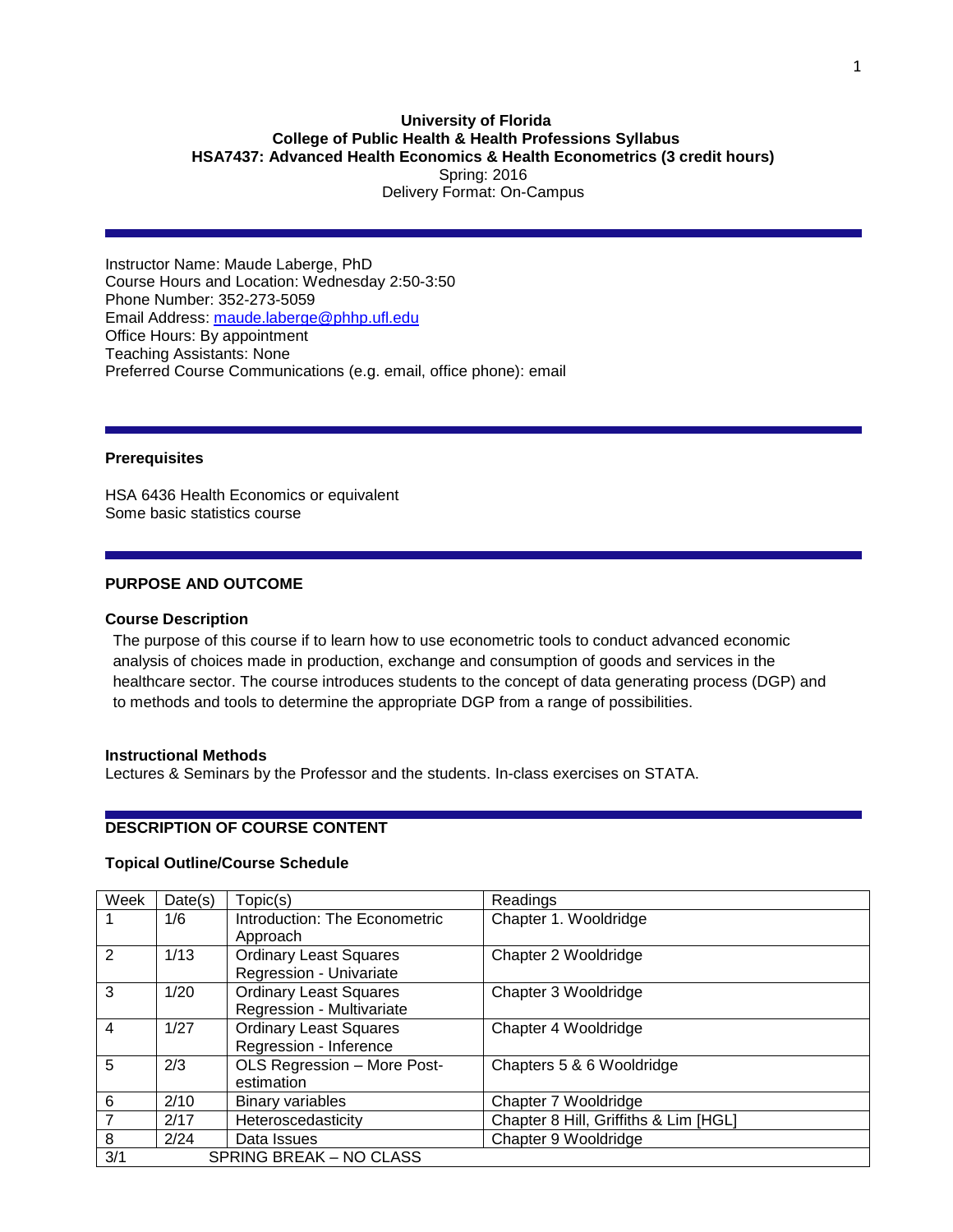**University of Florida**
**College of Public Health & Health Professions Syllabus**
**HSA7437: Advanced Health Economics & Health Econometrics (3 credit hours)**
Spring: 2016
Delivery Format: On-Campus

---

Instructor Name: Maude Laberge, PhD
Course Hours and Location: Wednesday 2:50-3:50
Phone Number: 352-273-5059
Email Address: maude.laberge@phhp.ufl.edu
Office Hours: By appointment
Teaching Assistants: None
Preferred Course Communications (e.g. email, office phone): email

---

### Prerequisites

HSA 6436 Health Economics or equivalent
Some basic statistics course

---

## PURPOSE AND OUTCOME

### Course Description

The purpose of this course if to learn how to use econometric tools to conduct advanced economic analysis of choices made in production, exchange and consumption of goods and services in the healthcare sector. The course introduces students to the concept of data generating process (DGP) and to methods and tools to determine the appropriate DGP from a range of possibilities.

### Instructional Methods

Lectures & Seminars by the Professor and the students. In-class exercises on STATA.

---

## DESCRIPTION OF COURSE CONTENT

### Topical Outline/Course Schedule

| Week | Date(s) | Topic(s) | Readings |
|---|---|---|---|
| 1 | 1/6 | Introduction: The Econometric Approach | Chapter 1. Wooldridge |
| 2 | 1/13 | Ordinary Least Squares Regression - Univariate | Chapter 2 Wooldridge |
| 3 | 1/20 | Ordinary Least Squares Regression - Multivariate | Chapter 3 Wooldridge |
| 4 | 1/27 | Ordinary Least Squares Regression - Inference | Chapter 4 Wooldridge |
| 5 | 2/3 | OLS Regression – More Post-estimation | Chapters 5 & 6 Wooldridge |
| 6 | 2/10 | Binary variables | Chapter 7 Wooldridge |
| 7 | 2/17 | Heteroscedasticity | Chapter 8 Hill, Griffiths & Lim [HGL] |
| 8 | 2/24 | Data Issues | Chapter 9 Wooldridge |
| 3/1 | SPRING BREAK – NO CLASS | | |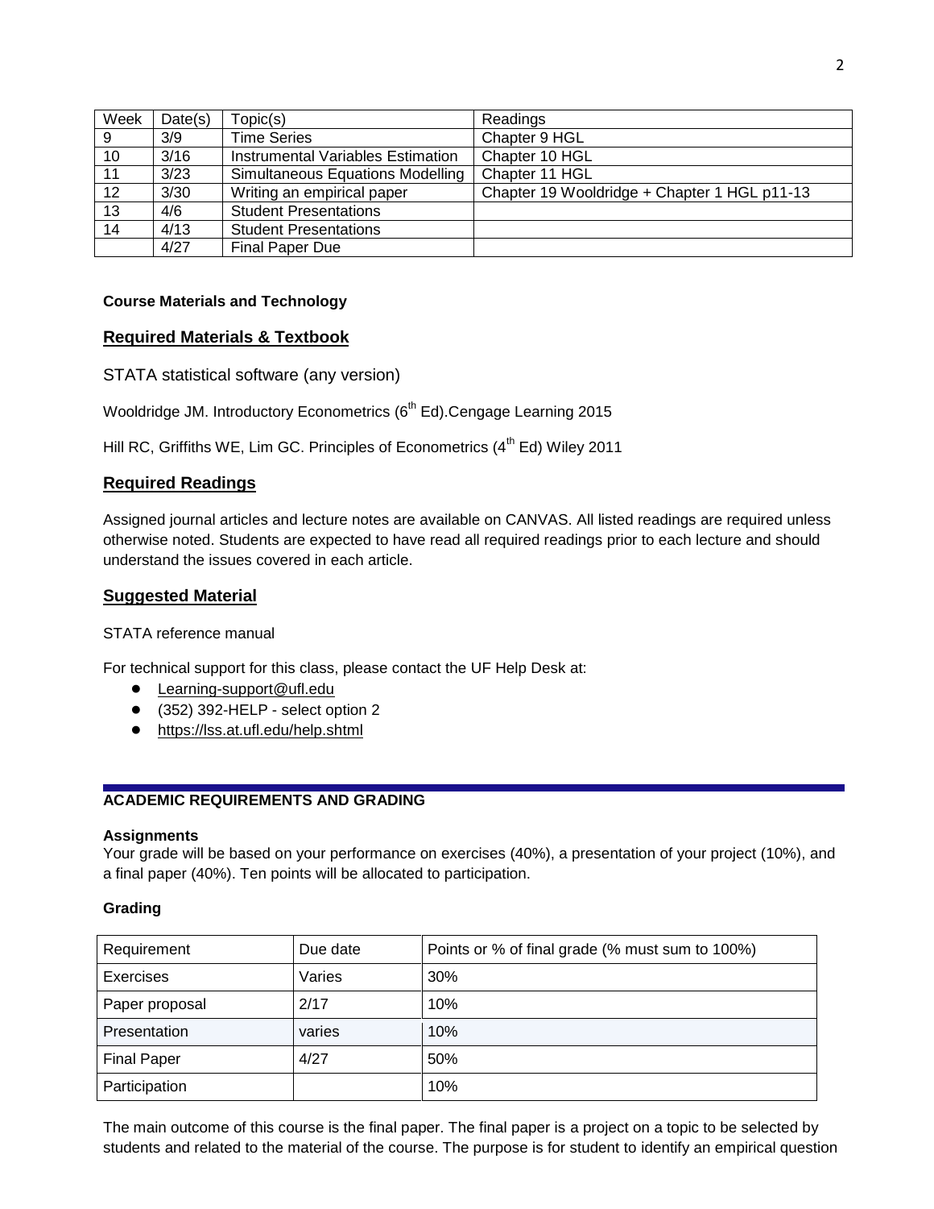| Week | Date(s) | Topic(s) | Readings |
|---|---|---|---|
| 9 | 3/9 | Time Series | Chapter 9 HGL |
| 10 | 3/16 | Instrumental Variables Estimation | Chapter 10 HGL |
| 11 | 3/23 | Simultaneous Equations Modelling | Chapter 11 HGL |
| 12 | 3/30 | Writing an empirical paper | Chapter 19 Wooldridge + Chapter 1 HGL p11-13 |
| 13 | 4/6 | Student Presentations | |
| 14 | 4/13 | Student Presentations | |
| | 4/27 | Final Paper Due | |

**Course Materials and Technology**

## Required Materials & Textbook

STATA statistical software (any version)

Wooldridge JM. Introductory Econometrics (6th Ed).Cengage Learning 2015

Hill RC, Griffiths WE, Lim GC. Principles of Econometrics (4th Ed) Wiley 2011

## Required Readings

Assigned journal articles and lecture notes are available on CANVAS. All listed readings are required unless otherwise noted. Students are expected to have read all required readings prior to each lecture and should understand the issues covered in each article.

## Suggested Material

STATA reference manual

For technical support for this class, please contact the UF Help Desk at:

- Learning-support@ufl.edu
- (352) 392-HELP - select option 2
- https://lss.at.ufl.edu/help.shtml

## ACADEMIC REQUIREMENTS AND GRADING

**Assignments**

Your grade will be based on your performance on exercises (40%), a presentation of your project (10%), and a final paper (40%). Ten points will be allocated to participation.

**Grading**

| Requirement | Due date | Points or % of final grade (% must sum to 100%) |
|---|---|---|
| Exercises | Varies | 30% |
| Paper proposal | 2/17 | 10% |
| Presentation | varies | 10% |
| Final Paper | 4/27 | 50% |
| Participation | | 10% |

The main outcome of this course is the final paper. The final paper is a project on a topic to be selected by students and related to the material of the course. The purpose is for student to identify an empirical question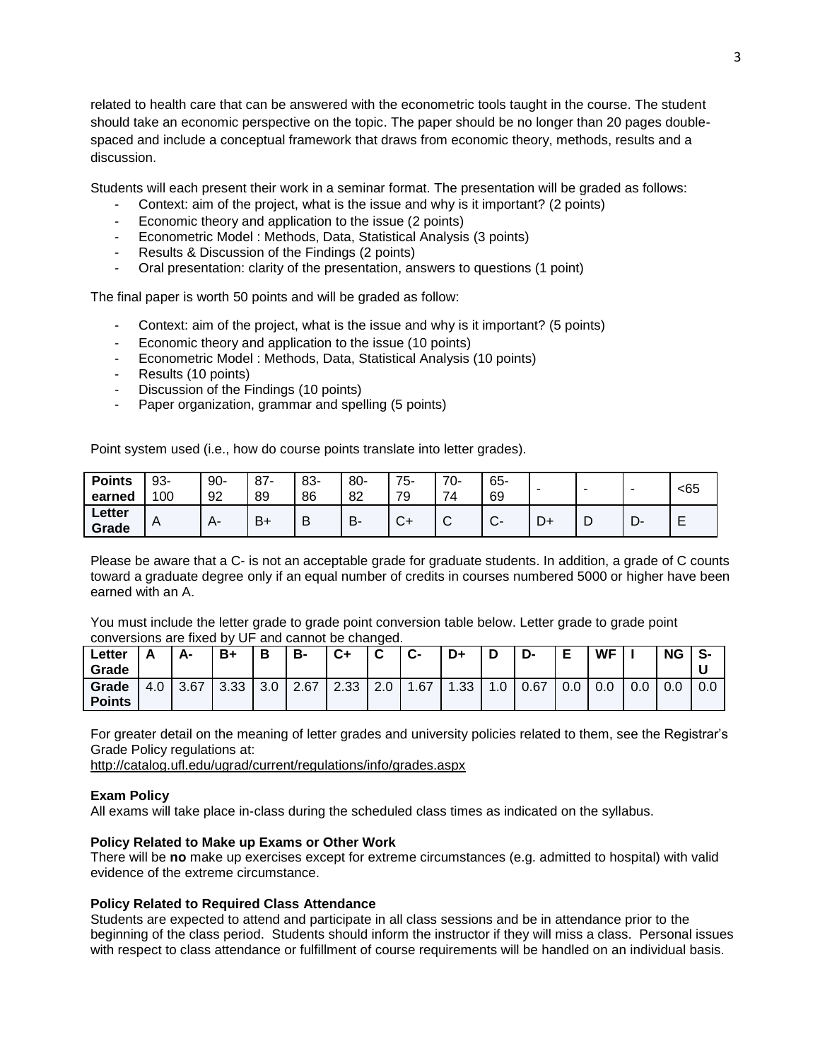related to health care that can be answered with the econometric tools taught in the course. The student should take an economic perspective on the topic. The paper should be no longer than 20 pages double-spaced and include a conceptual framework that draws from economic theory, methods, results and a discussion.

Students will each present their work in a seminar format. The presentation will be graded as follows:

- Context: aim of the project, what is the issue and why is it important? (2 points)
- Economic theory and application to the issue (2 points)
- Econometric Model : Methods, Data, Statistical Analysis (3 points)
- Results & Discussion of the Findings (2 points)
- Oral presentation: clarity of the presentation, answers to questions (1 point)

The final paper is worth 50 points and will be graded as follow:

- Context: aim of the project, what is the issue and why is it important? (5 points)
- Economic theory and application to the issue (10 points)
- Econometric Model : Methods, Data, Statistical Analysis (10 points)
- Results (10 points)
- Discussion of the Findings (10 points)
- Paper organization, grammar and spelling (5 points)

Point system used (i.e., how do course points translate into letter grades).

| **Points earned** | 93-100 | 90-92 | 87-89 | 83-86 | 80-82 | 75-79 | 70-74 | 65-69 | - | - | - | <65 |
|---|---|---|---|---|---|---|---|---|---|---|---|---|
| **Letter Grade** | A | A- | B+ | B | B- | C+ | C | C- | D+ | D | D- | E |

Please be aware that a C- is not an acceptable grade for graduate students. In addition, a grade of C counts toward a graduate degree only if an equal number of credits in courses numbered 5000 or higher have been earned with an A.

You must include the letter grade to grade point conversion table below. Letter grade to grade point conversions are fixed by UF and cannot be changed.

| **Letter Grade** | **A** | **A-** | **B+** | **B** | **B-** | **C+** | **C** | **C-** | **D+** | **D** | **D-** | **E** | **WF** | **I** | **NG** | **S-U** |
|---|---|---|---|---|---|---|---|---|---|---|---|---|---|---|---|---|
| **Grade Points** | 4.0 | 3.67 | 3.33 | 3.0 | 2.67 | 2.33 | 2.0 | 1.67 | 1.33 | 1.0 | 0.67 | 0.0 | 0.0 | 0.0 | 0.0 | 0.0 |

For greater detail on the meaning of letter grades and university policies related to them, see the Registrar's Grade Policy regulations at:
http://catalog.ufl.edu/ugrad/current/regulations/info/grades.aspx

**Exam Policy**
All exams will take place in-class during the scheduled class times as indicated on the syllabus.

**Policy Related to Make up Exams or Other Work**
There will be **no** make up exercises except for extreme circumstances (e.g. admitted to hospital) with valid evidence of the extreme circumstance.

**Policy Related to Required Class Attendance**
Students are expected to attend and participate in all class sessions and be in attendance prior to the beginning of the class period. Students should inform the instructor if they will miss a class. Personal issues with respect to class attendance or fulfillment of course requirements will be handled on an individual basis.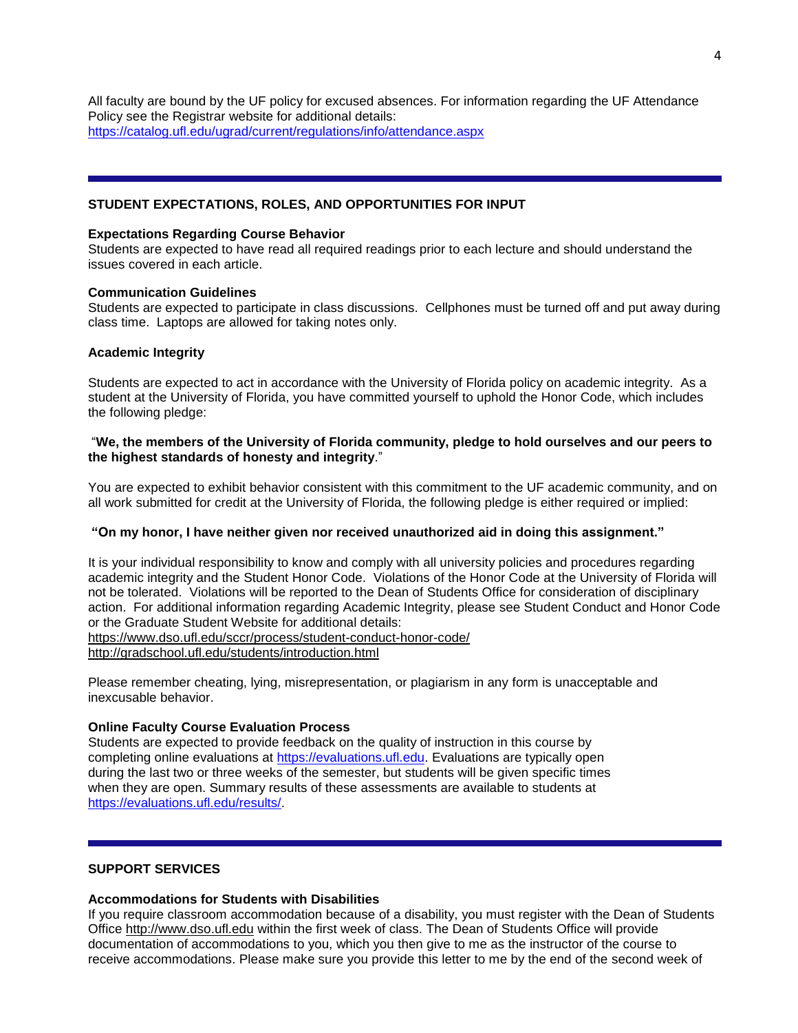All faculty are bound by the UF policy for excused absences. For information regarding the UF Attendance Policy see the Registrar website for additional details:
https://catalog.ufl.edu/ugrad/current/regulations/info/attendance.aspx

---

## STUDENT EXPECTATIONS, ROLES, AND OPPORTUNITIES FOR INPUT

### Expectations Regarding Course Behavior

Students are expected to have read all required readings prior to each lecture and should understand the issues covered in each article.

### Communication Guidelines

Students are expected to participate in class discussions. Cellphones must be turned off and put away during class time. Laptops are allowed for taking notes only.

### Academic Integrity

Students are expected to act in accordance with the University of Florida policy on academic integrity. As a student at the University of Florida, you have committed yourself to uphold the Honor Code, which includes the following pledge:

"**We, the members of the University of Florida community, pledge to hold ourselves and our peers to the highest standards of honesty and integrity**."

You are expected to exhibit behavior consistent with this commitment to the UF academic community, and on all work submitted for credit at the University of Florida, the following pledge is either required or implied:

**"On my honor, I have neither given nor received unauthorized aid in doing this assignment."**

It is your individual responsibility to know and comply with all university policies and procedures regarding academic integrity and the Student Honor Code. Violations of the Honor Code at the University of Florida will not be tolerated. Violations will be reported to the Dean of Students Office for consideration of disciplinary action. For additional information regarding Academic Integrity, please see Student Conduct and Honor Code or the Graduate Student Website for additional details:
https://www.dso.ufl.edu/sccr/process/student-conduct-honor-code/
http://gradschool.ufl.edu/students/introduction.html

Please remember cheating, lying, misrepresentation, or plagiarism in any form is unacceptable and inexcusable behavior.

### Online Faculty Course Evaluation Process

Students are expected to provide feedback on the quality of instruction in this course by completing online evaluations at https://evaluations.ufl.edu. Evaluations are typically open during the last two or three weeks of the semester, but students will be given specific times when they are open. Summary results of these assessments are available to students at https://evaluations.ufl.edu/results/.

---

## SUPPORT SERVICES

### Accommodations for Students with Disabilities

If you require classroom accommodation because of a disability, you must register with the Dean of Students Office http://www.dso.ufl.edu within the first week of class. The Dean of Students Office will provide documentation of accommodations to you, which you then give to me as the instructor of the course to receive accommodations. Please make sure you provide this letter to me by the end of the second week of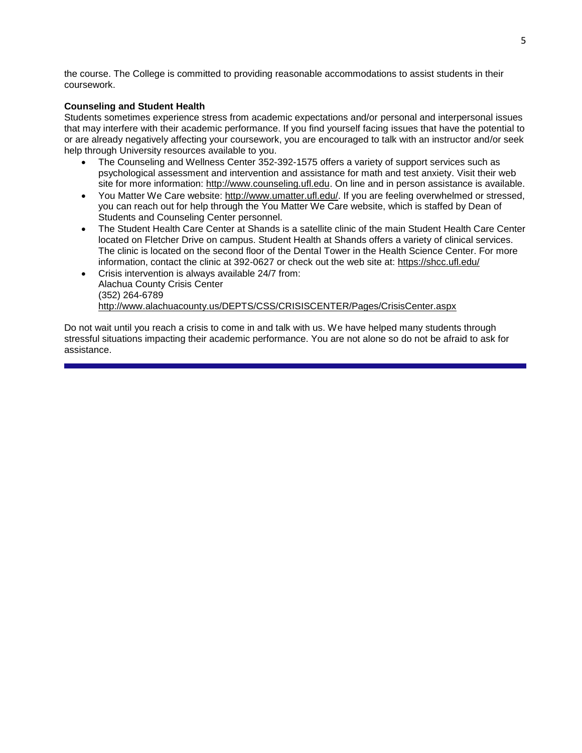the course. The College is committed to providing reasonable accommodations to assist students in their coursework.

**Counseling and Student Health**

Students sometimes experience stress from academic expectations and/or personal and interpersonal issues that may interfere with their academic performance. If you find yourself facing issues that have the potential to or are already negatively affecting your coursework, you are encouraged to talk with an instructor and/or seek help through University resources available to you.

- The Counseling and Wellness Center 352-392-1575 offers a variety of support services such as psychological assessment and intervention and assistance for math and test anxiety. Visit their web site for more information: http://www.counseling.ufl.edu. On line and in person assistance is available.
- You Matter We Care website: http://www.umatter.ufl.edu/. If you are feeling overwhelmed or stressed, you can reach out for help through the You Matter We Care website, which is staffed by Dean of Students and Counseling Center personnel.
- The Student Health Care Center at Shands is a satellite clinic of the main Student Health Care Center located on Fletcher Drive on campus. Student Health at Shands offers a variety of clinical services. The clinic is located on the second floor of the Dental Tower in the Health Science Center. For more information, contact the clinic at 392-0627 or check out the web site at: https://shcc.ufl.edu/
- Crisis intervention is always available 24/7 from:
  Alachua County Crisis Center
  (352) 264-6789
  http://www.alachuacounty.us/DEPTS/CSS/CRISISCENTER/Pages/CrisisCenter.aspx

Do not wait until you reach a crisis to come in and talk with us. We have helped many students through stressful situations impacting their academic performance. You are not alone so do not be afraid to ask for assistance.